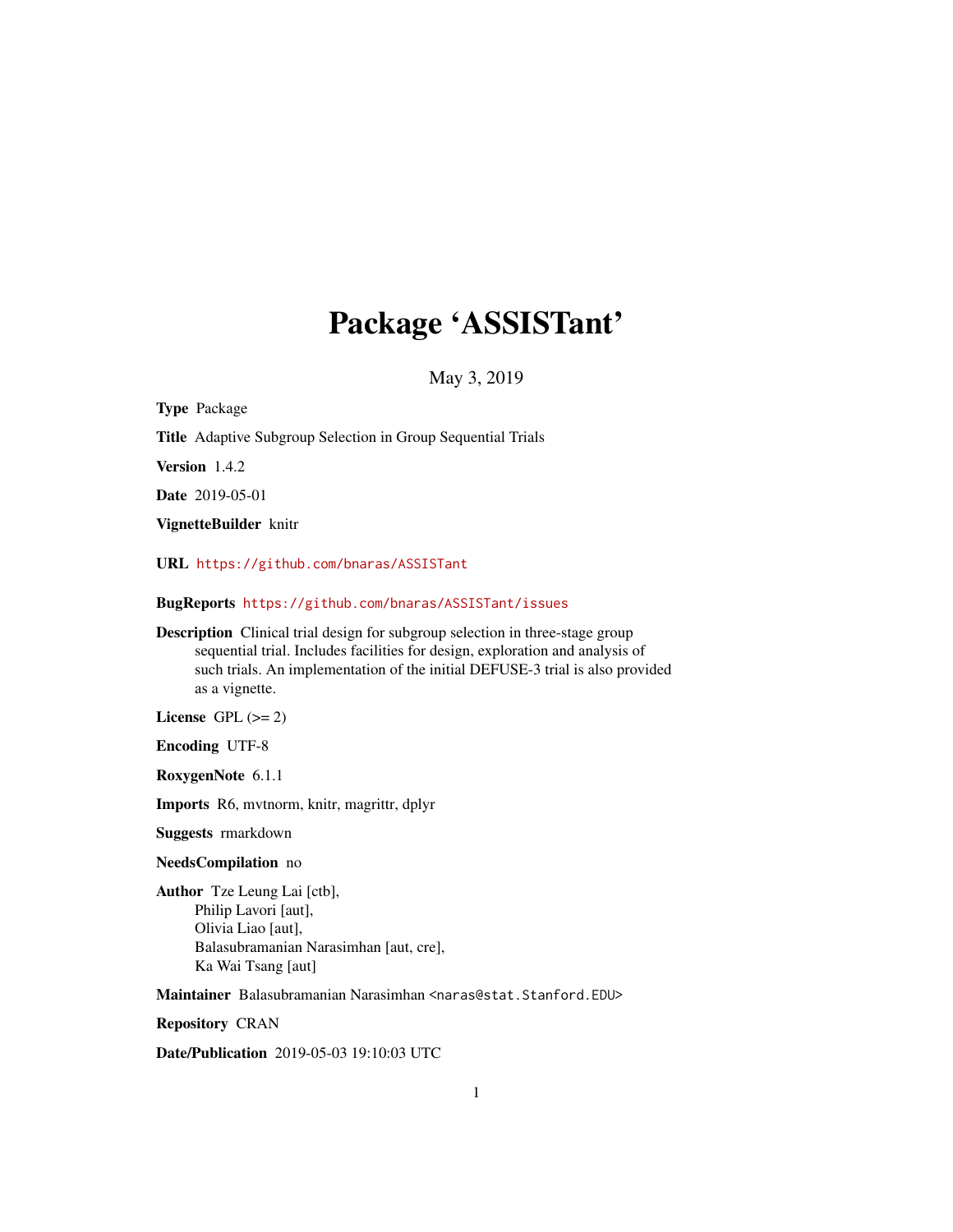# Package 'ASSISTant'

May 3, 2019

**Type** Package

**Title** Adaptive Subgroup Selection in Group Sequential Trials

**Version** 1.4.2

**Date** 2019-05-01

**VignetteBuilder** knitr

**URL** https://github.com/bnaras/ASSISTant

**BugReports** https://github.com/bnaras/ASSISTant/issues

**Description** Clinical trial design for subgroup selection in three-stage group sequential trial. Includes facilities for design, exploration and analysis of such trials. An implementation of the initial DEFUSE-3 trial is also provided as a vignette.

**License** GPL (>= 2)

**Encoding** UTF-8

**RoxygenNote** 6.1.1

**Imports** R6, mvtnorm, knitr, magrittr, dplyr

**Suggests** rmarkdown

**NeedsCompilation** no

**Author** Tze Leung Lai [ctb],
Philip Lavori [aut],
Olivia Liao [aut],
Balasubramanian Narasimhan [aut, cre],
Ka Wai Tsang [aut]

**Maintainer** Balasubramanian Narasimhan <naras@stat.Stanford.EDU>

**Repository** CRAN

**Date/Publication** 2019-05-03 19:10:03 UTC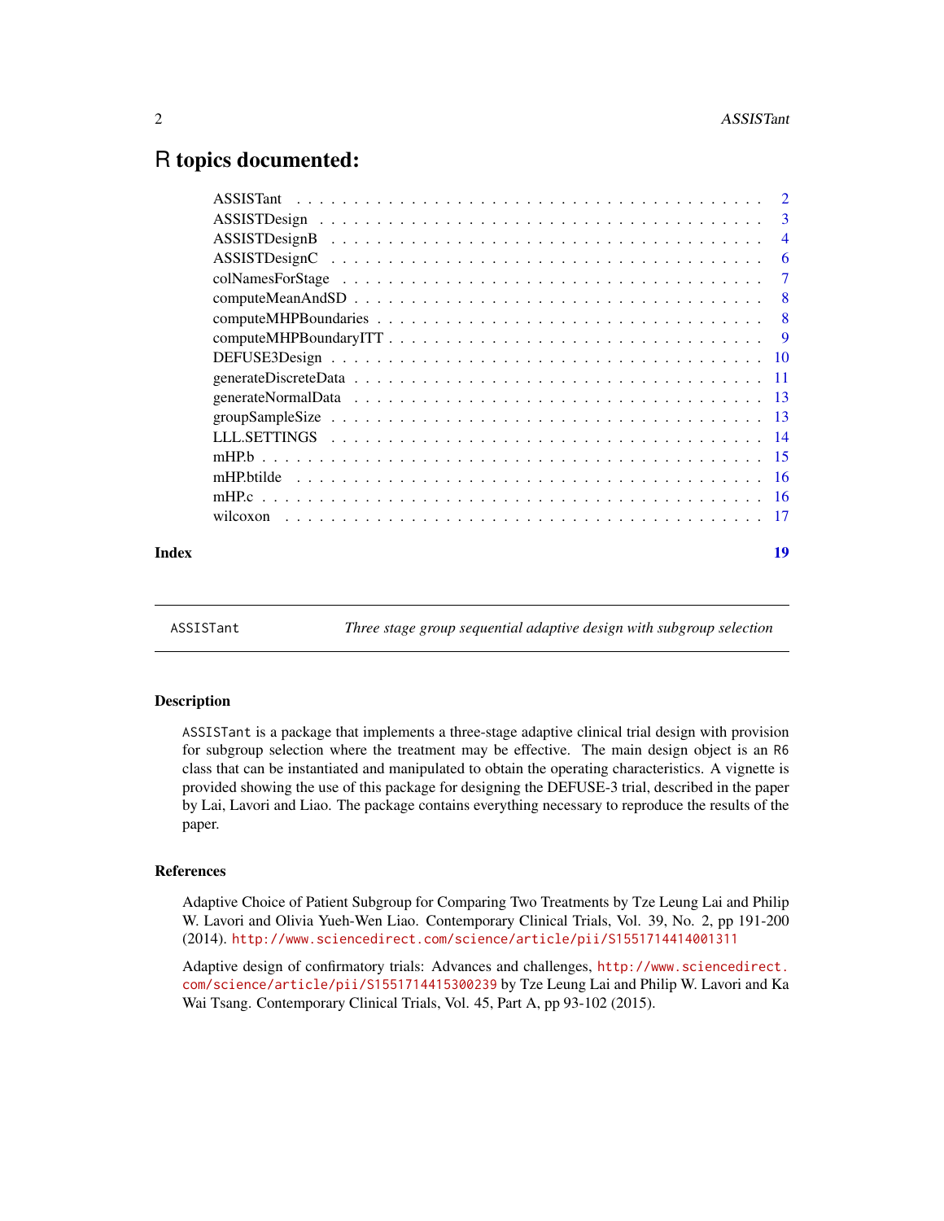# R topics documented:

| | |
|---|---|
| ASSISTant | 2 |
| ASSISTDesign | 3 |
| ASSISTDesignB | 4 |
| ASSISTDesignC | 6 |
| colNamesForStage | 7 |
| computeMeanAndSD | 8 |
| computeMHPBoundaries | 8 |
| computeMHPBoundaryITT | 9 |
| DEFUSE3Design | 10 |
| generateDiscreteData | 11 |
| generateNormalData | 13 |
| groupSampleSize | 13 |
| LLL.SETTINGS | 14 |
| mHP.b | 15 |
| mHP.btilde | 16 |
| mHP.c | 16 |
| wilcoxon | 17 |

**Index** **19**

---

`ASSISTant` *Three stage group sequential adaptive design with subgroup selection*

---

### Description

`ASSISTant` is a package that implements a three-stage adaptive clinical trial design with provision for subgroup selection where the treatment may be effective. The main design object is an `R6` class that can be instantiated and manipulated to obtain the operating characteristics. A vignette is provided showing the use of this package for designing the DEFUSE-3 trial, described in the paper by Lai, Lavori and Liao. The package contains everything necessary to reproduce the results of the paper.

### References

Adaptive Choice of Patient Subgroup for Comparing Two Treatments by Tze Leung Lai and Philip W. Lavori and Olivia Yueh-Wen Liao. Contemporary Clinical Trials, Vol. 39, No. 2, pp 191-200 (2014). http://www.sciencedirect.com/science/article/pii/S1551714414001311

Adaptive design of confirmatory trials: Advances and challenges, http://www.sciencedirect.com/science/article/pii/S1551714415300239 by Tze Leung Lai and Philip W. Lavori and Ka Wai Tsang. Contemporary Clinical Trials, Vol. 45, Part A, pp 93-102 (2015).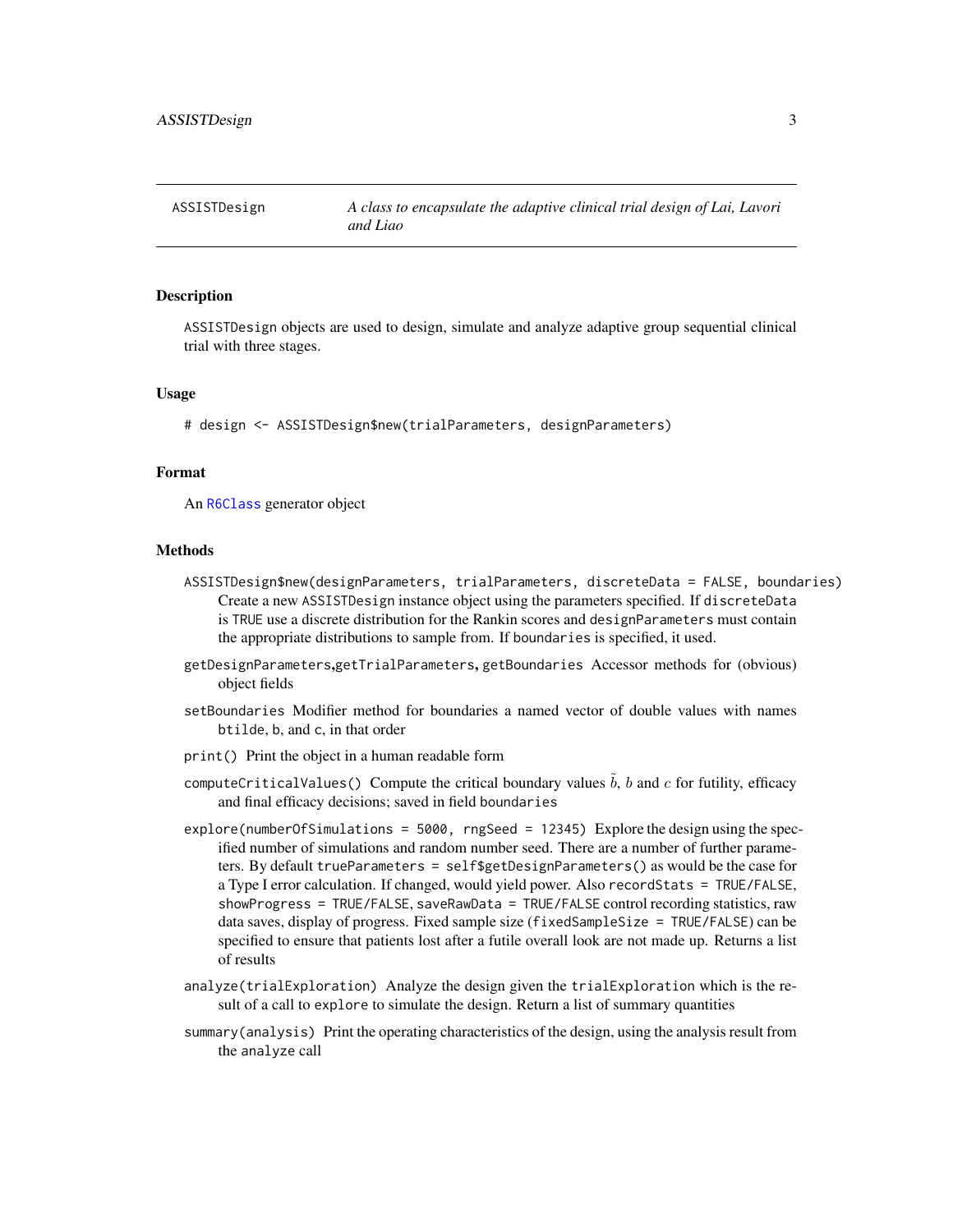ASSISTDesign    *A class to encapsulate the adaptive clinical trial design of Lai, Lavori and Liao*

## Description

ASSISTDesign objects are used to design, simulate and analyze adaptive group sequential clinical trial with three stages.

## Usage

```
# design <- ASSISTDesign$new(trialParameters, designParameters)
```

## Format

An R6Class generator object

## Methods

`ASSISTDesign$new(designParameters, trialParameters, discreteData = FALSE, boundaries)`
: Create a new ASSISTDesign instance object using the parameters specified. If discreteData is TRUE use a discrete distribution for the Rankin scores and designParameters must contain the appropriate distributions to sample from. If boundaries is specified, it used.

`getDesignParameters`,`getTrialParameters`, `getBoundaries`
: Accessor methods for (obvious) object fields

`setBoundaries`
: Modifier method for boundaries a named vector of double values with names btilde, b, and c, in that order

`print()`
: Print the object in a human readable form

`computeCriticalValues()`
: Compute the critical boundary values $\tilde{b}$, $b$ and $c$ for futility, efficacy and final efficacy decisions; saved in field boundaries

`explore(numberOfSimulations = 5000, rngSeed = 12345)`
: Explore the design using the specified number of simulations and random number seed. There are a number of further parameters. By default `trueParameters = self$getDesignParameters()` as would be the case for a Type I error calculation. If changed, would yield power. Also `recordStats = TRUE/FALSE`, `showProgress = TRUE/FALSE`, `saveRawData = TRUE/FALSE` control recording statistics, raw data saves, display of progress. Fixed sample size (`fixedSampleSize = TRUE/FALSE`) can be specified to ensure that patients lost after a futile overall look are not made up. Returns a list of results

`analyze(trialExploration)`
: Analyze the design given the trialExploration which is the result of a call to explore to simulate the design. Return a list of summary quantities

`summary(analysis)`
: Print the operating characteristics of the design, using the analysis result from the analyze call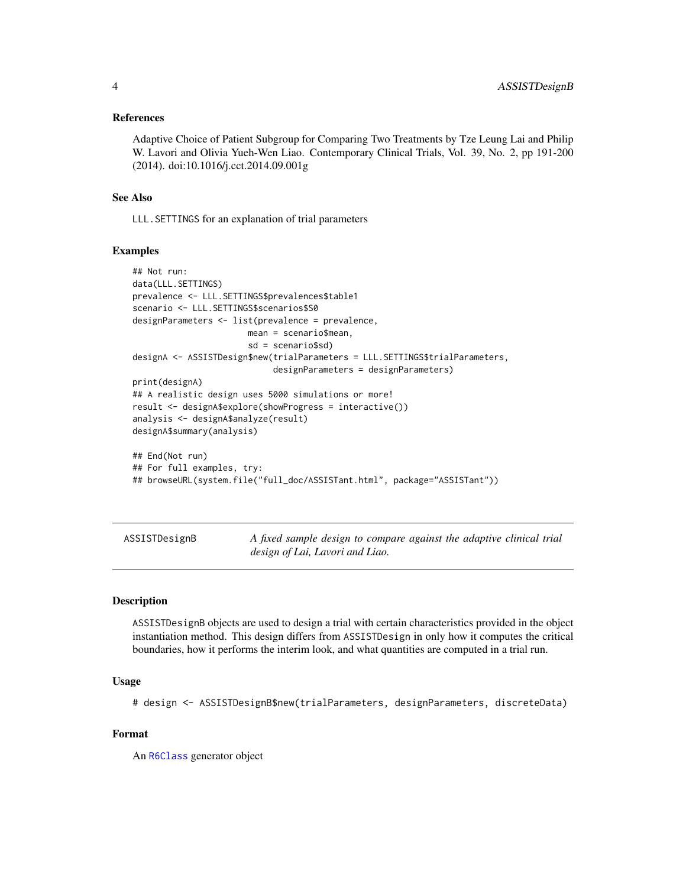### References

Adaptive Choice of Patient Subgroup for Comparing Two Treatments by Tze Leung Lai and Philip W. Lavori and Olivia Yueh-Wen Liao. Contemporary Clinical Trials, Vol. 39, No. 2, pp 191-200 (2014). doi:10.1016/j.cct.2014.09.001g

### See Also

LLL.SETTINGS for an explanation of trial parameters

### Examples

```
## Not run:
data(LLL.SETTINGS)
prevalence <- LLL.SETTINGS$prevalences$table1
scenario <- LLL.SETTINGS$scenarios$S0
designParameters <- list(prevalence = prevalence,
                        mean = scenario$mean,
                        sd = scenario$sd)
designA <- ASSISTDesign$new(trialParameters = LLL.SETTINGS$trialParameters,
                             designParameters = designParameters)
print(designA)
## A realistic design uses 5000 simulations or more!
result <- designA$explore(showProgress = interactive())
analysis <- designA$analyze(result)
designA$summary(analysis)

## End(Not run)
## For full examples, try:
## browseURL(system.file("full_doc/ASSISTant.html", package="ASSISTant"))
```

---

## ASSISTDesignB — *A fixed sample design to compare against the adaptive clinical trial design of Lai, Lavori and Liao.*

---

### Description

ASSISTDesignB objects are used to design a trial with certain characteristics provided in the object instantiation method. This design differs from ASSISTDesign in only how it computes the critical boundaries, how it performs the interim look, and what quantities are computed in a trial run.

### Usage

```
# design <- ASSISTDesignB$new(trialParameters, designParameters, discreteData)
```

### Format

An R6Class generator object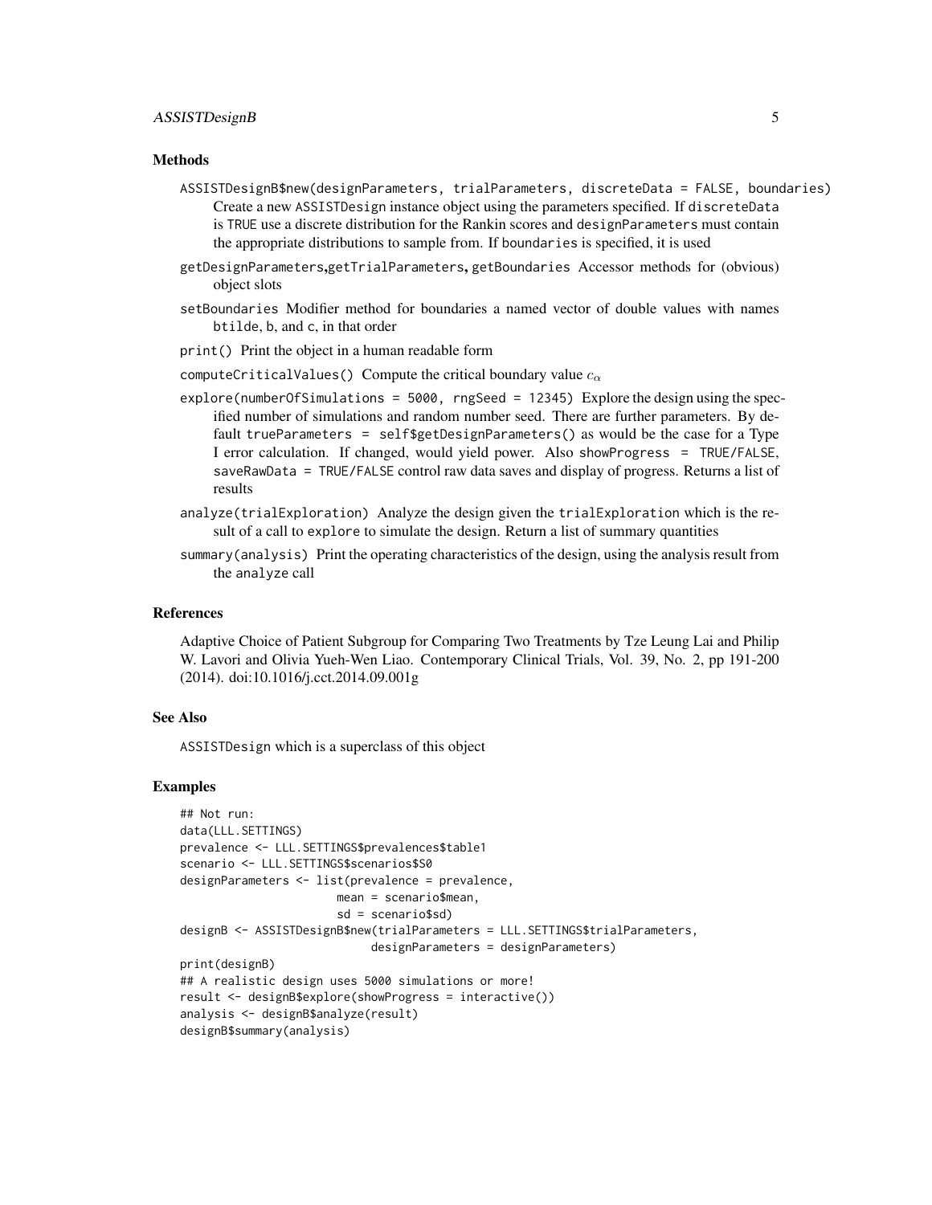### Methods

- `ASSISTDesignB$new(designParameters, trialParameters, discreteData = FALSE, boundaries)` Create a new `ASSISTDesign` instance object using the parameters specified. If `discreteData` is `TRUE` use a discrete distribution for the Rankin scores and `designParameters` must contain the appropriate distributions to sample from. If `boundaries` is specified, it is used
- `getDesignParameters`,`getTrialParameters`, `getBoundaries` Accessor methods for (obvious) object slots
- `setBoundaries` Modifier method for boundaries a named vector of double values with names `btilde`, `b`, and `c`, in that order
- `print()` Print the object in a human readable form
- `computeCriticalValues()` Compute the critical boundary value $c_\alpha$
- `explore(numberOfSimulations = 5000, rngSeed = 12345)` Explore the design using the specified number of simulations and random number seed. There are further parameters. By default `trueParameters = self$getDesignParameters()` as would be the case for a Type I error calculation. If changed, would yield power. Also `showProgress = TRUE/FALSE`, `saveRawData = TRUE/FALSE` control raw data saves and display of progress. Returns a list of results
- `analyze(trialExploration)` Analyze the design given the `trialExploration` which is the result of a call to `explore` to simulate the design. Return a list of summary quantities
- `summary(analysis)` Print the operating characteristics of the design, using the analysis result from the `analyze` call

### References

Adaptive Choice of Patient Subgroup for Comparing Two Treatments by Tze Leung Lai and Philip W. Lavori and Olivia Yueh-Wen Liao. Contemporary Clinical Trials, Vol. 39, No. 2, pp 191-200 (2014). doi:10.1016/j.cct.2014.09.001g

### See Also

`ASSISTDesign` which is a superclass of this object

### Examples

```
## Not run:
data(LLL.SETTINGS)
prevalence <- LLL.SETTINGS$prevalences$table1
scenario <- LLL.SETTINGS$scenarios$S0
designParameters <- list(prevalence = prevalence,
                        mean = scenario$mean,
                        sd = scenario$sd)
designB <- ASSISTDesignB$new(trialParameters = LLL.SETTINGS$trialParameters,
                             designParameters = designParameters)
print(designB)
## A realistic design uses 5000 simulations or more!
result <- designB$explore(showProgress = interactive())
analysis <- designB$analyze(result)
designB$summary(analysis)
```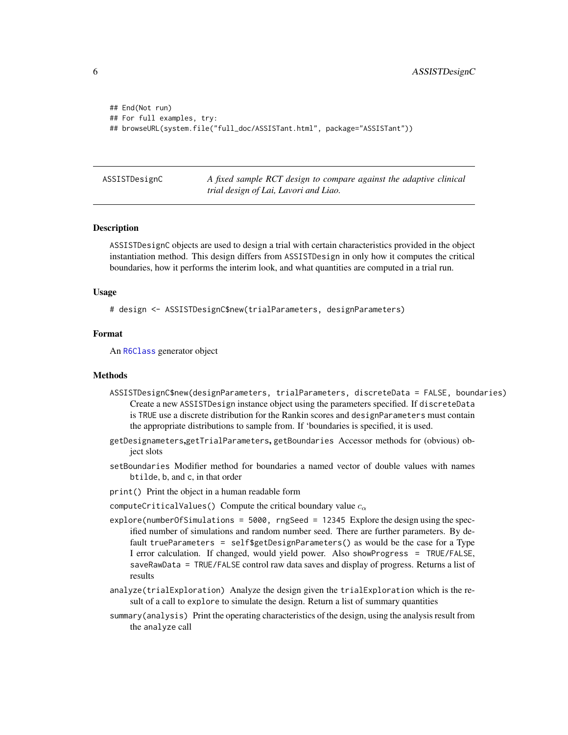```
## End(Not run)
## For full examples, try:
## browseURL(system.file("full_doc/ASSISTant.html", package="ASSISTant"))
```

## ASSISTDesignC — *A fixed sample RCT design to compare against the adaptive clinical trial design of Lai, Lavori and Liao.*

### Description

ASSISTDesignC objects are used to design a trial with certain characteristics provided in the object instantiation method. This design differs from ASSISTDesign in only how it computes the critical boundaries, how it performs the interim look, and what quantities are computed in a trial run.

### Usage

```
# design <- ASSISTDesignC$new(trialParameters, designParameters)
```

### Format

An R6Class generator object

### Methods

- `ASSISTDesignC$new(designParameters, trialParameters, discreteData = FALSE, boundaries)` Create a new ASSISTDesign instance object using the parameters specified. If discreteData is TRUE use a discrete distribution for the Rankin scores and designParameters must contain the appropriate distributions to sample from. If 'boundaries is specified, it is used.
- `getDesignameters`,`getTrialParameters`, `getBoundaries` Accessor methods for (obvious) object slots
- `setBoundaries` Modifier method for boundaries a named vector of double values with names btilde, b, and c, in that order
- `print()` Print the object in a human readable form
- `computeCriticalValues()` Compute the critical boundary value $c_\alpha$
- `explore(numberOfSimulations = 5000, rngSeed = 12345` Explore the design using the specified number of simulations and random number seed. There are further parameters. By default `trueParameters = self$getDesignParameters()` as would be the case for a Type I error calculation. If changed, would yield power. Also `showProgress = TRUE/FALSE`, `saveRawData = TRUE/FALSE` control raw data saves and display of progress. Returns a list of results
- `analyze(trialExploration)` Analyze the design given the trialExploration which is the result of a call to explore to simulate the design. Return a list of summary quantities
- `summary(analysis)` Print the operating characteristics of the design, using the analysis result from the analyze call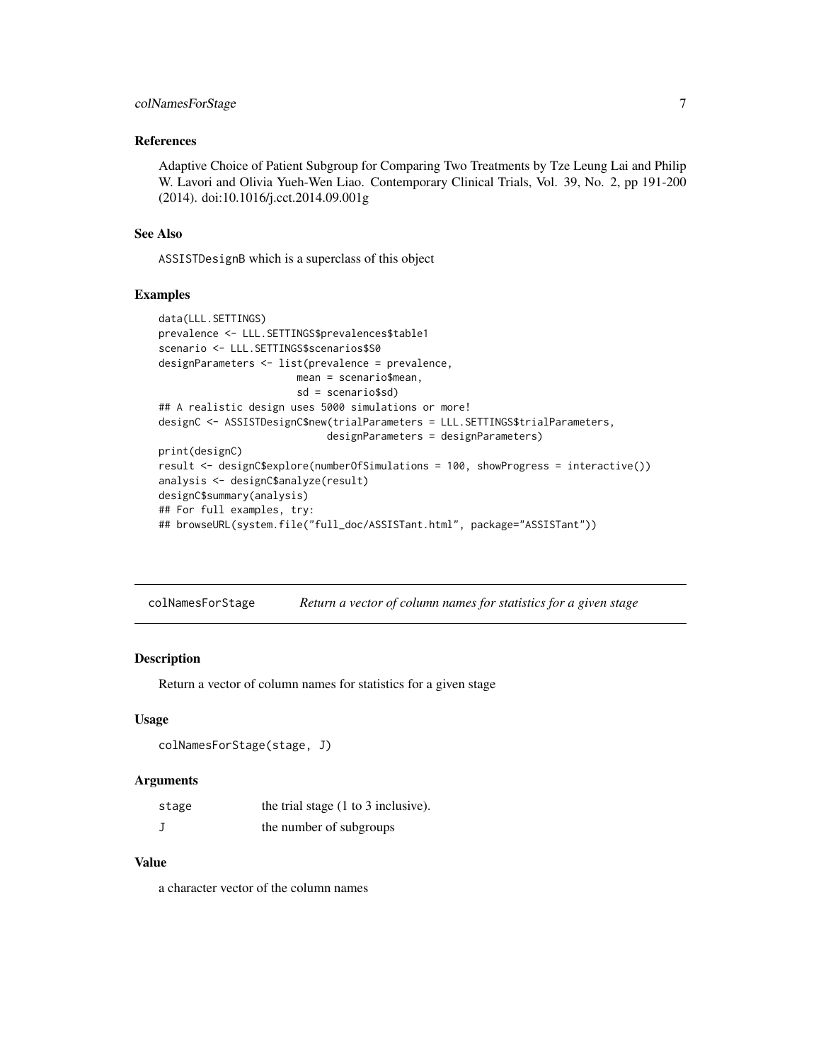### References

Adaptive Choice of Patient Subgroup for Comparing Two Treatments by Tze Leung Lai and Philip W. Lavori and Olivia Yueh-Wen Liao. Contemporary Clinical Trials, Vol. 39, No. 2, pp 191-200 (2014). doi:10.1016/j.cct.2014.09.001g

### See Also

`ASSISTDesignB` which is a superclass of this object

### Examples

```
data(LLL.SETTINGS)
prevalence <- LLL.SETTINGS$prevalences$table1
scenario <- LLL.SETTINGS$scenarios$S0
designParameters <- list(prevalence = prevalence,
                         mean = scenario$mean,
                         sd = scenario$sd)
## A realistic design uses 5000 simulations or more!
designC <- ASSISTDesignC$new(trialParameters = LLL.SETTINGS$trialParameters,
                            designParameters = designParameters)
print(designC)
result <- designC$explore(numberOfSimulations = 100, showProgress = interactive())
analysis <- designC$analyze(result)
designC$summary(analysis)
## For full examples, try:
## browseURL(system.file("full_doc/ASSISTant.html", package="ASSISTant"))
```

---

## colNamesForStage *Return a vector of column names for statistics for a given stage*

### Description

Return a vector of column names for statistics for a given stage

### Usage

```
colNamesForStage(stage, J)
```

### Arguments

| | |
|---|---|
| stage | the trial stage (1 to 3 inclusive). |
| J | the number of subgroups |

### Value

a character vector of the column names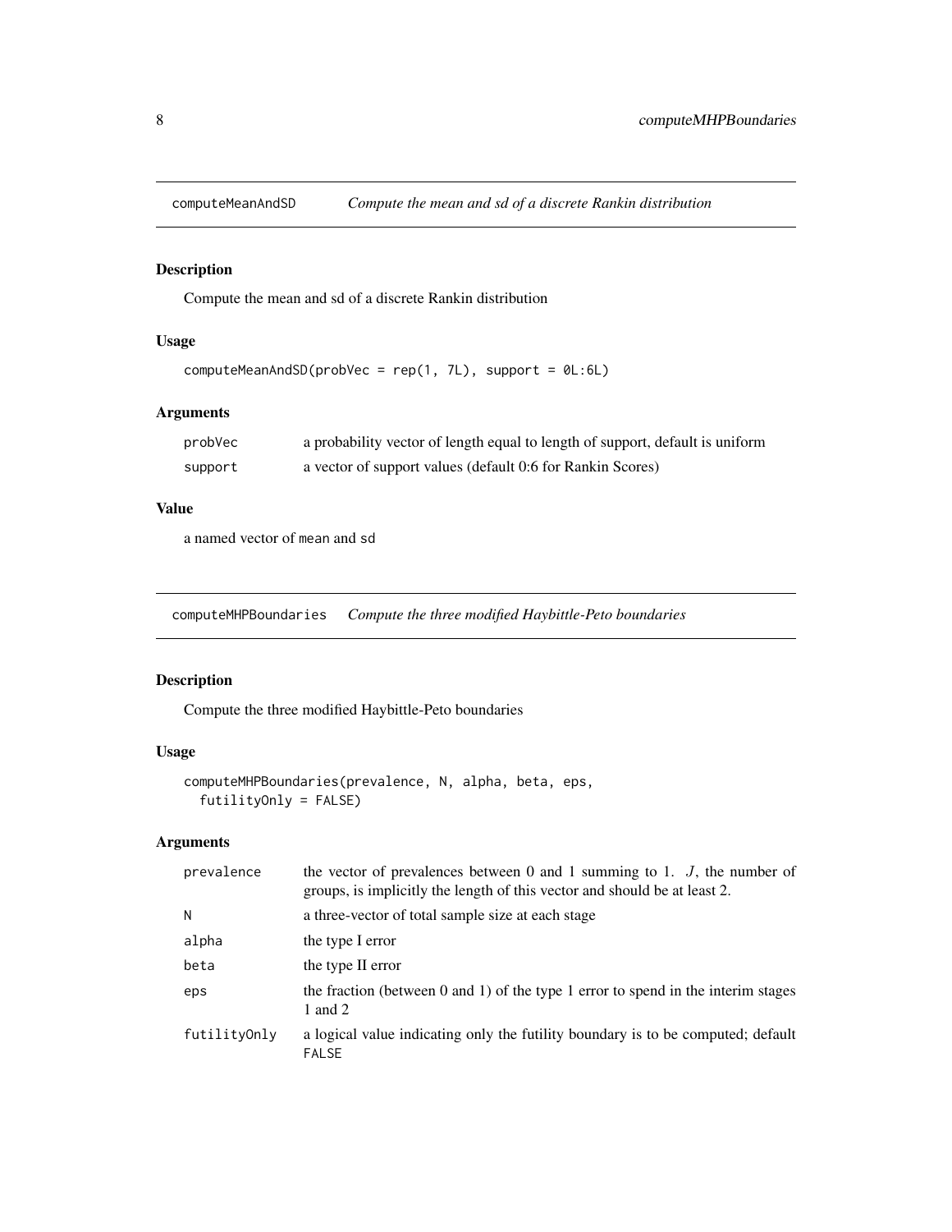## computeMeanAndSD *Compute the mean and sd of a discrete Rankin distribution*

### Description

Compute the mean and sd of a discrete Rankin distribution

### Usage

```
computeMeanAndSD(probVec = rep(1, 7L), support = 0L:6L)
```

### Arguments

| | |
|---|---|
| probVec | a probability vector of length equal to length of support, default is uniform |
| support | a vector of support values (default 0:6 for Rankin Scores) |

### Value

a named vector of mean and sd

## computeMHPBoundaries *Compute the three modified Haybittle-Peto boundaries*

### Description

Compute the three modified Haybittle-Peto boundaries

### Usage

```
computeMHPBoundaries(prevalence, N, alpha, beta, eps,
  futilityOnly = FALSE)
```

### Arguments

| | |
|---|---|
| prevalence | the vector of prevalences between 0 and 1 summing to 1. $J$, the number of groups, is implicitly the length of this vector and should be at least 2. |
| N | a three-vector of total sample size at each stage |
| alpha | the type I error |
| beta | the type II error |
| eps | the fraction (between 0 and 1) of the type 1 error to spend in the interim stages 1 and 2 |
| futilityOnly | a logical value indicating only the futility boundary is to be computed; default FALSE |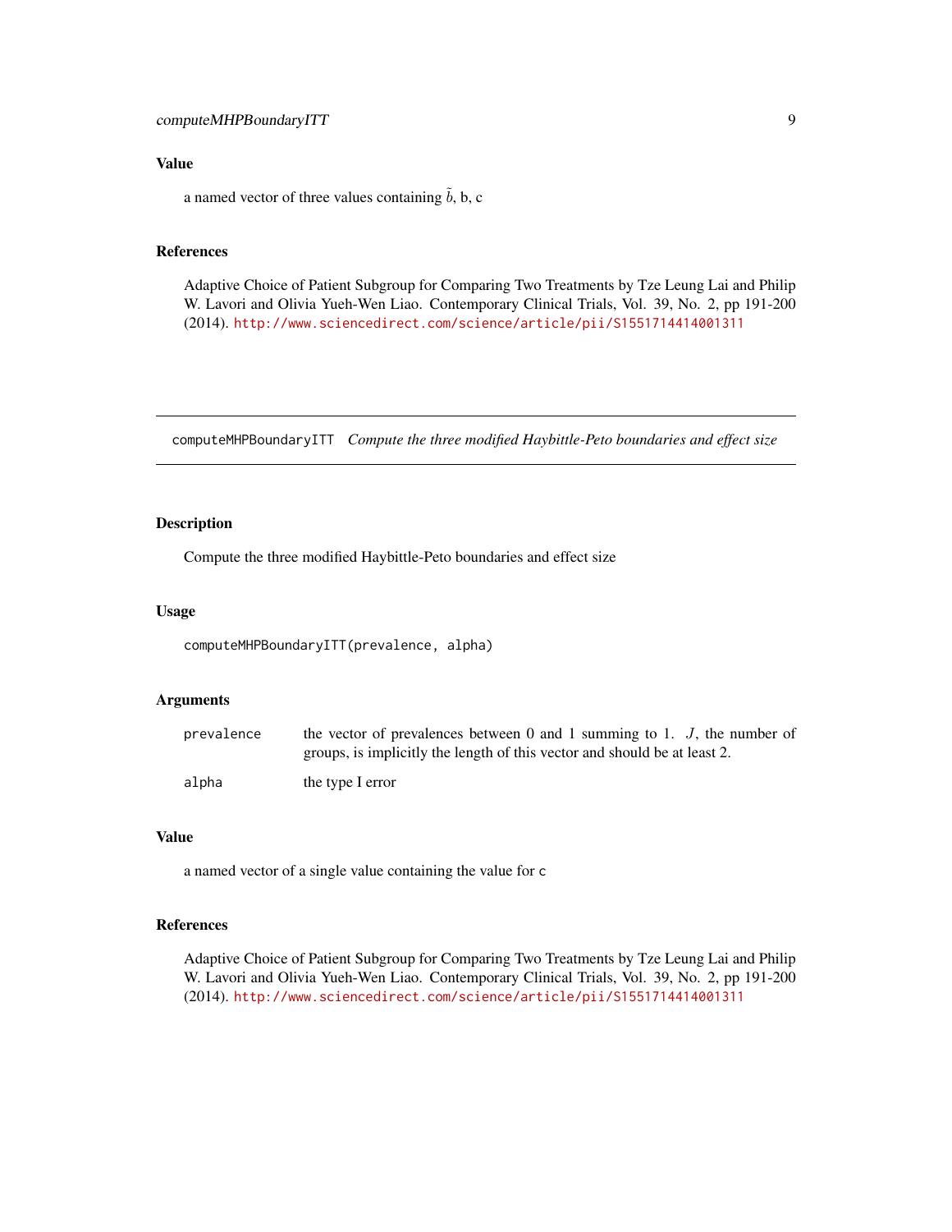### Value

a named vector of three values containing $\tilde{b}$, b, c

### References

Adaptive Choice of Patient Subgroup for Comparing Two Treatments by Tze Leung Lai and Philip W. Lavori and Olivia Yueh-Wen Liao. Contemporary Clinical Trials, Vol. 39, No. 2, pp 191-200 (2014). http://www.sciencedirect.com/science/article/pii/S1551714414001311

---

## computeMHPBoundaryITT *Compute the three modified Haybittle-Peto boundaries and effect size*

---

### Description

Compute the three modified Haybittle-Peto boundaries and effect size

### Usage

```
computeMHPBoundaryITT(prevalence, alpha)
```

### Arguments

| | |
|---|---|
| `prevalence` | the vector of prevalences between 0 and 1 summing to 1. $J$, the number of groups, is implicitly the length of this vector and should be at least 2. |
| `alpha` | the type I error |

### Value

a named vector of a single value containing the value for `c`

### References

Adaptive Choice of Patient Subgroup for Comparing Two Treatments by Tze Leung Lai and Philip W. Lavori and Olivia Yueh-Wen Liao. Contemporary Clinical Trials, Vol. 39, No. 2, pp 191-200 (2014). http://www.sciencedirect.com/science/article/pii/S1551714414001311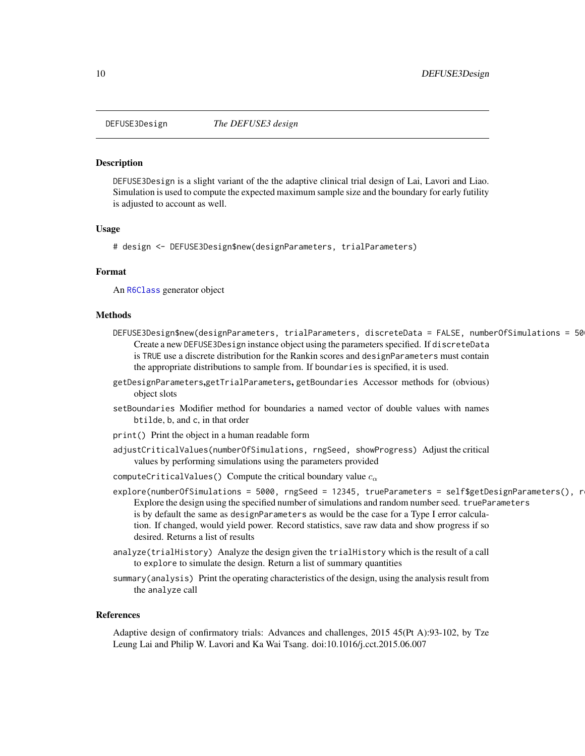# DEFUSE3Design *The DEFUSE3 design*

## Description

`DEFUSE3Design` is a slight variant of the the adaptive clinical trial design of Lai, Lavori and Liao. Simulation is used to compute the expected maximum sample size and the boundary for early futility is adjusted to account as well.

## Usage

```
# design <- DEFUSE3Design$new(designParameters, trialParameters)
```

## Format

An `R6Class` generator object

## Methods

`DEFUSE3Design$new(designParameters, trialParameters, discreteData = FALSE, numberOfSimulations = 50`
: Create a new `DEFUSE3Design` instance object using the parameters specified. If `discreteData` is `TRUE` use a discrete distribution for the Rankin scores and `designParameters` must contain the appropriate distributions to sample from. If `boundaries` is specified, it is used.

`getDesignParameters`,`getTrialParameters`, `getBoundaries` Accessor methods for (obvious) object slots

`setBoundaries` Modifier method for boundaries a named vector of double values with names `btilde`, `b`, and `c`, in that order

`print()` Print the object in a human readable form

`adjustCriticalValues(numberOfSimulations, rngSeed, showProgress)` Adjust the critical values by performing simulations using the parameters provided

`computeCriticalValues()` Compute the critical boundary value $c_\alpha$

`explore(numberOfSimulations = 5000, rngSeed = 12345, trueParameters = self$getDesignParameters(), r`
: Explore the design using the specified number of simulations and random number seed. `trueParameters` is by default the same as `designParameters` as would be the case for a Type I error calculation. If changed, would yield power. Record statistics, save raw data and show progress if so desired. Returns a list of results

`analyze(trialHistory)` Analyze the design given the `trialHistory` which is the result of a call to `explore` to simulate the design. Return a list of summary quantities

`summary(analysis)` Print the operating characteristics of the design, using the analysis result from the `analyze` call

## References

Adaptive design of confirmatory trials: Advances and challenges, 2015 45(Pt A):93-102, by Tze Leung Lai and Philip W. Lavori and Ka Wai Tsang. doi:10.1016/j.cct.2015.06.007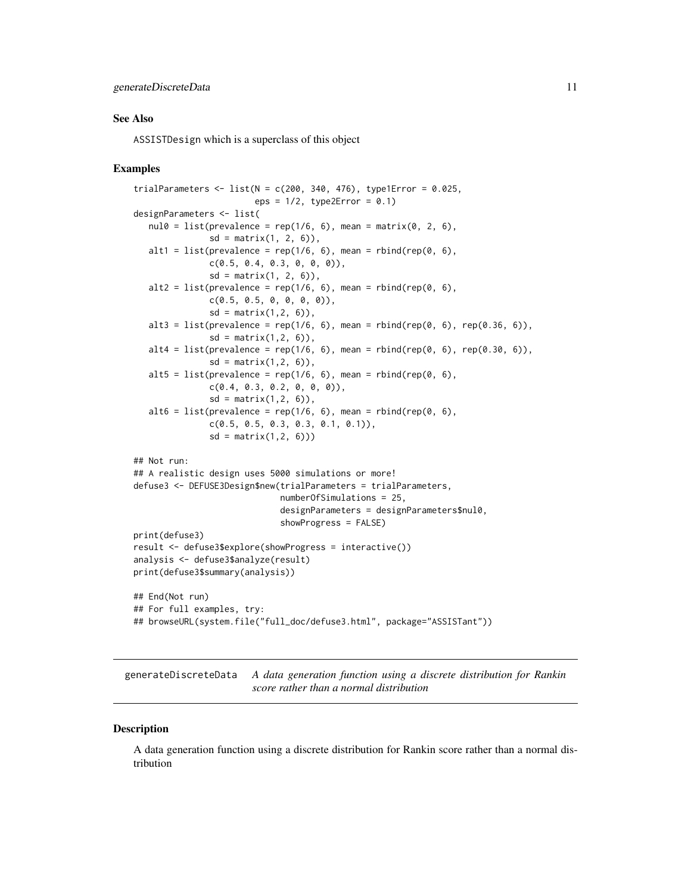## See Also

ASSISTDesign which is a superclass of this object

## Examples

```
trialParameters <- list(N = c(200, 340, 476), type1Error = 0.025,
                        eps = 1/2, type2Error = 0.1)
designParameters <- list(
   nul0 = list(prevalence = rep(1/6, 6), mean = matrix(0, 2, 6),
               sd = matrix(1, 2, 6)),
   alt1 = list(prevalence = rep(1/6, 6), mean = rbind(rep(0, 6),
               c(0.5, 0.4, 0.3, 0, 0, 0)),
               sd = matrix(1, 2, 6)),
   alt2 = list(prevalence = rep(1/6, 6), mean = rbind(rep(0, 6),
               c(0.5, 0.5, 0, 0, 0, 0)),
               sd = matrix(1,2, 6)),
   alt3 = list(prevalence = rep(1/6, 6), mean = rbind(rep(0, 6), rep(0.36, 6)),
               sd = matrix(1,2, 6)),
   alt4 = list(prevalence = rep(1/6, 6), mean = rbind(rep(0, 6), rep(0.30, 6)),
               sd = matrix(1,2, 6)),
   alt5 = list(prevalence = rep(1/6, 6), mean = rbind(rep(0, 6),
               c(0.4, 0.3, 0.2, 0, 0, 0)),
               sd = matrix(1,2, 6)),
   alt6 = list(prevalence = rep(1/6, 6), mean = rbind(rep(0, 6),
               c(0.5, 0.5, 0.3, 0.3, 0.1, 0.1)),
               sd = matrix(1,2, 6)))

## Not run:
## A realistic design uses 5000 simulations or more!
defuse3 <- DEFUSE3Design$new(trialParameters = trialParameters,
                             numberOfSimulations = 25,
                             designParameters = designParameters$nul0,
                             showProgress = FALSE)
print(defuse3)
result <- defuse3$explore(showProgress = interactive())
analysis <- defuse3$analyze(result)
print(defuse3$summary(analysis))

## End(Not run)
## For full examples, try:
## browseURL(system.file("full_doc/defuse3.html", package="ASSISTant"))
```

---

generateDiscreteData *A data generation function using a discrete distribution for Rankin score rather than a normal distribution*

---

## Description

A data generation function using a discrete distribution for Rankin score rather than a normal distribution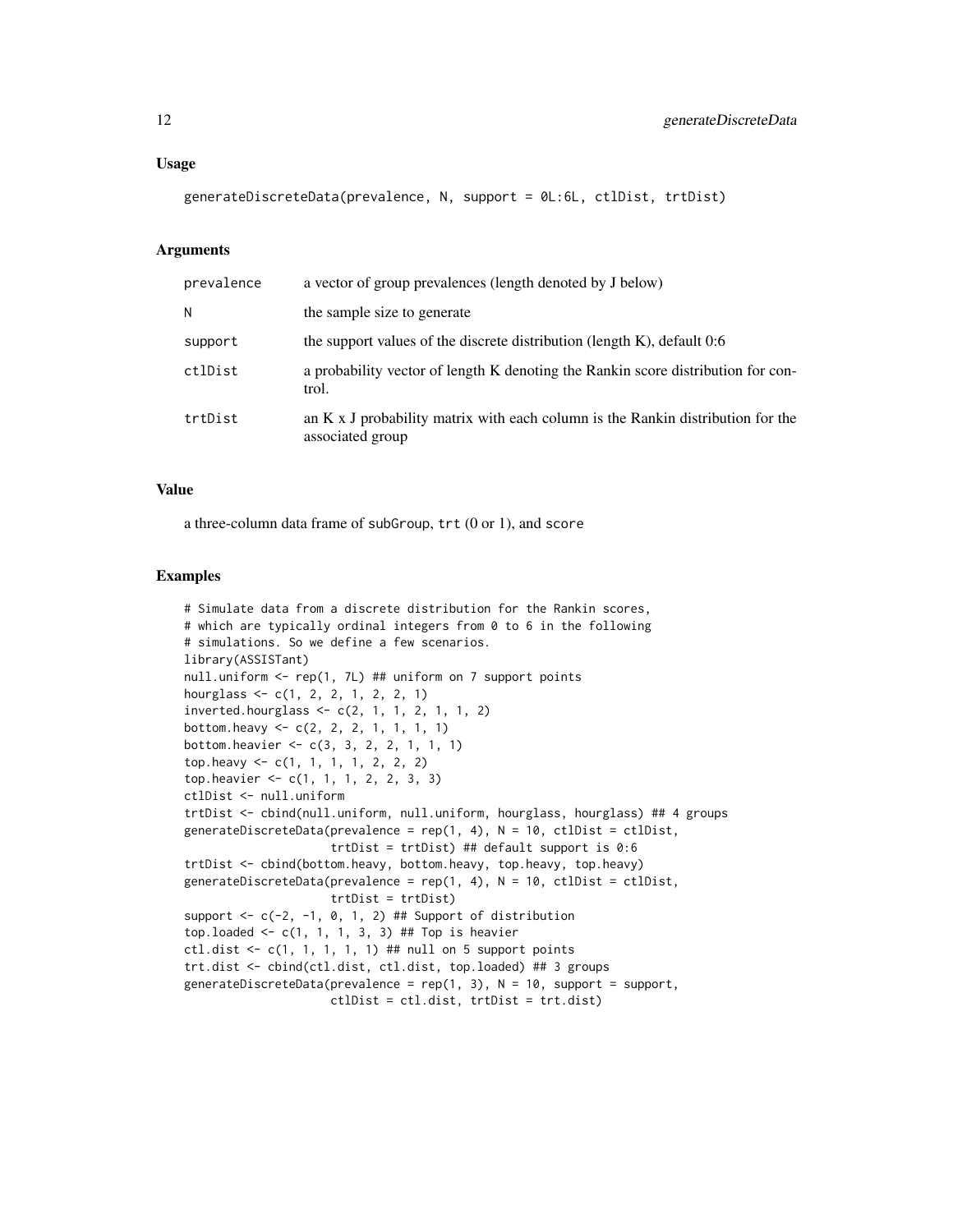## Usage

```
generateDiscreteData(prevalence, N, support = 0L:6L, ctlDist, trtDist)
```

## Arguments

| | |
|---|---|
| prevalence | a vector of group prevalences (length denoted by J below) |
| N | the sample size to generate |
| support | the support values of the discrete distribution (length K), default 0:6 |
| ctlDist | a probability vector of length K denoting the Rankin score distribution for control. |
| trtDist | an K x J probability matrix with each column is the Rankin distribution for the associated group |

## Value

a three-column data frame of subGroup, trt (0 or 1), and score

## Examples

```
# Simulate data from a discrete distribution for the Rankin scores,
# which are typically ordinal integers from 0 to 6 in the following
# simulations. So we define a few scenarios.
library(ASSISTant)
null.uniform <- rep(1, 7L) ## uniform on 7 support points
hourglass <- c(1, 2, 2, 1, 2, 2, 1)
inverted.hourglass <- c(2, 1, 1, 2, 1, 1, 2)
bottom.heavy <- c(2, 2, 2, 1, 1, 1, 1)
bottom.heavier <- c(3, 3, 2, 2, 1, 1, 1)
top.heavy <- c(1, 1, 1, 1, 2, 2, 2)
top.heavier <- c(1, 1, 1, 2, 2, 3, 3)
ctlDist <- null.uniform
trtDist <- cbind(null.uniform, null.uniform, hourglass, hourglass) ## 4 groups
generateDiscreteData(prevalence = rep(1, 4), N = 10, ctlDist = ctlDist,
                     trtDist = trtDist) ## default support is 0:6
trtDist <- cbind(bottom.heavy, bottom.heavy, top.heavy, top.heavy)
generateDiscreteData(prevalence = rep(1, 4), N = 10, ctlDist = ctlDist,
                     trtDist = trtDist)
support <- c(-2, -1, 0, 1, 2) ## Support of distribution
top.loaded <- c(1, 1, 1, 3, 3) ## Top is heavier
ctl.dist <- c(1, 1, 1, 1, 1) ## null on 5 support points
trt.dist <- cbind(ctl.dist, ctl.dist, top.loaded) ## 3 groups
generateDiscreteData(prevalence = rep(1, 3), N = 10, support = support,
                     ctlDist = ctl.dist, trtDist = trt.dist)
```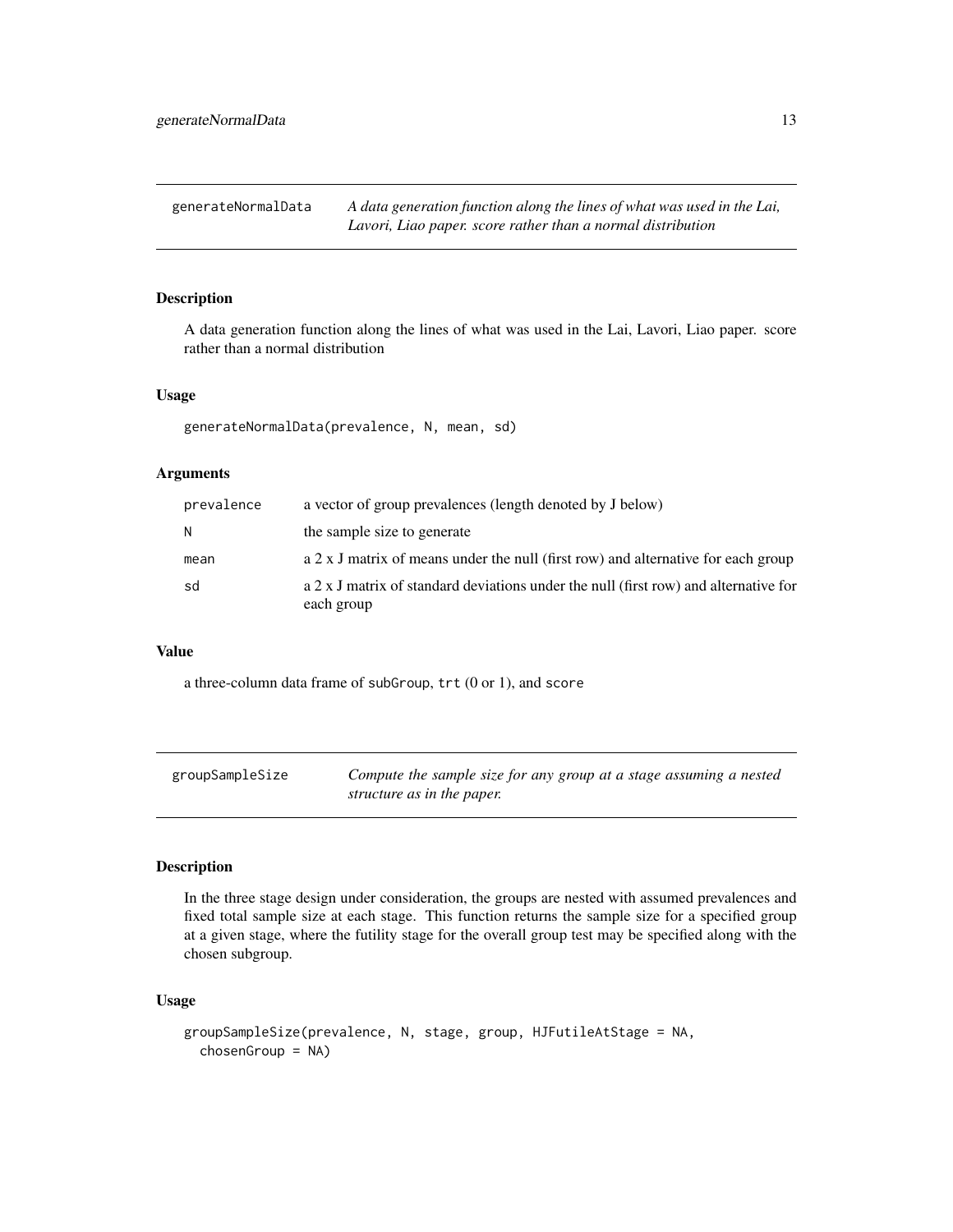## generateNormalData

*A data generation function along the lines of what was used in the Lai, Lavori, Liao paper. score rather than a normal distribution*

### Description

A data generation function along the lines of what was used in the Lai, Lavori, Liao paper. score rather than a normal distribution

### Usage

```
generateNormalData(prevalence, N, mean, sd)
```

### Arguments

| | |
|---|---|
| prevalence | a vector of group prevalences (length denoted by J below) |
| N | the sample size to generate |
| mean | a 2 x J matrix of means under the null (first row) and alternative for each group |
| sd | a 2 x J matrix of standard deviations under the null (first row) and alternative for each group |

### Value

a three-column data frame of `subGroup`, `trt` (0 or 1), and `score`

## groupSampleSize

*Compute the sample size for any group at a stage assuming a nested structure as in the paper.*

### Description

In the three stage design under consideration, the groups are nested with assumed prevalences and fixed total sample size at each stage. This function returns the sample size for a specified group at a given stage, where the futility stage for the overall group test may be specified along with the chosen subgroup.

### Usage

```
groupSampleSize(prevalence, N, stage, group, HJFutileAtStage = NA,
  chosenGroup = NA)
```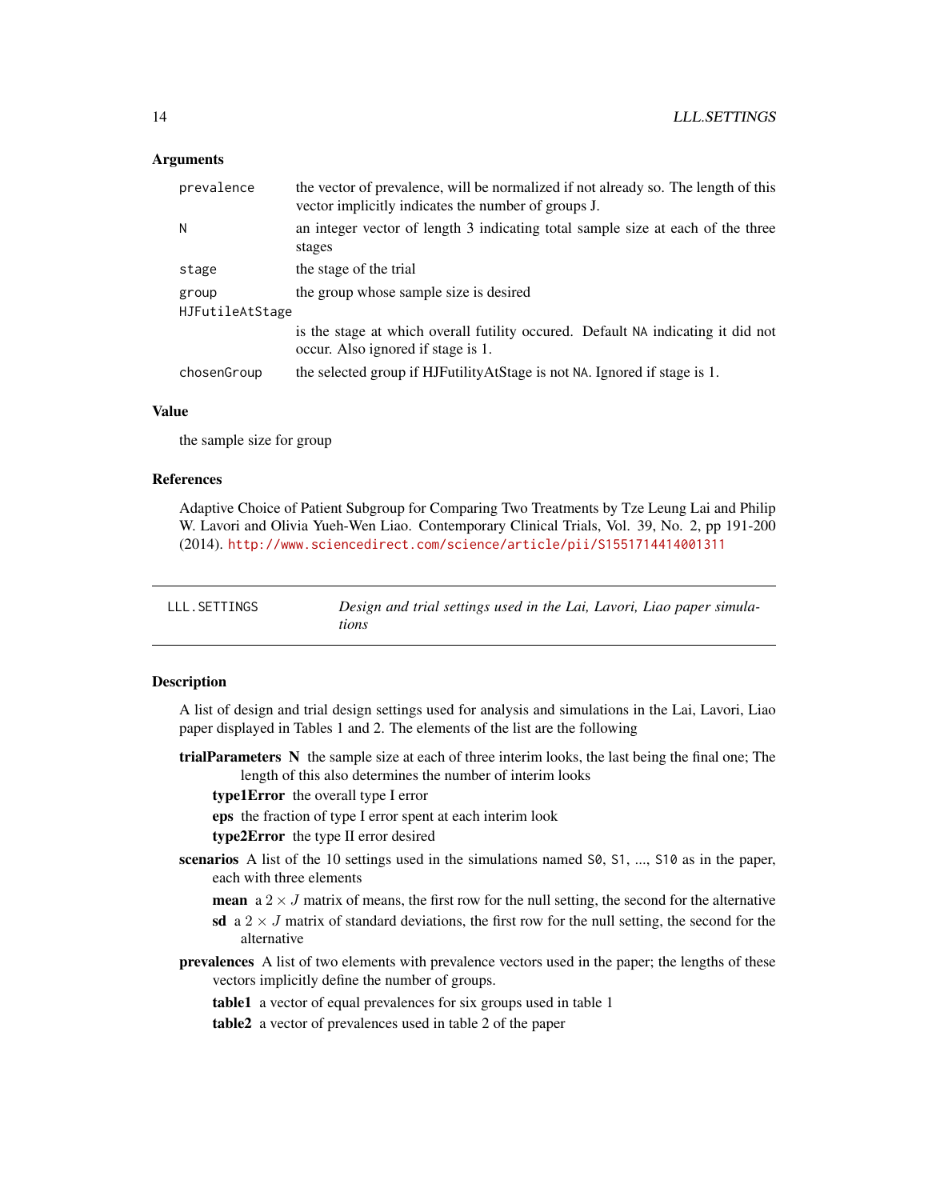## Arguments

- `prevalence` the vector of prevalence, will be normalized if not already so. The length of this vector implicitly indicates the number of groups J.
- `N` an integer vector of length 3 indicating total sample size at each of the three stages
- `stage` the stage of the trial
- `group` the group whose sample size is desired
- `HJFutileAtStage` is the stage at which overall futility occured. Default `NA` indicating it did not occur. Also ignored if stage is 1.
- `chosenGroup` the selected group if HJFutilityAtStage is not `NA`. Ignored if stage is 1.

## Value

the sample size for group

## References

Adaptive Choice of Patient Subgroup for Comparing Two Treatments by Tze Leung Lai and Philip W. Lavori and Olivia Yueh-Wen Liao. Contemporary Clinical Trials, Vol. 39, No. 2, pp 191-200 (2014). http://www.sciencedirect.com/science/article/pii/S1551714414001311

---

# LLL.SETTINGS — *Design and trial settings used in the Lai, Lavori, Liao paper simulations*

## Description

A list of design and trial design settings used for analysis and simulations in the Lai, Lavori, Liao paper displayed in Tables 1 and 2. The elements of the list are the following

- **trialParameters**
  - **N** the sample size at each of three interim looks, the last being the final one; The length of this also determines the number of interim looks
  - **type1Error** the overall type I error
  - **eps** the fraction of type I error spent at each interim look
  - **type2Error** the type II error desired
- **scenarios** A list of the 10 settings used in the simulations named `S0`, `S1`, ..., `S10` as in the paper, each with three elements
  - **mean** a $2 \times J$ matrix of means, the first row for the null setting, the second for the alternative
  - **sd** a $2 \times J$ matrix of standard deviations, the first row for the null setting, the second for the alternative
- **prevalences** A list of two elements with prevalence vectors used in the paper; the lengths of these vectors implicitly define the number of groups.
  - **table1** a vector of equal prevalences for six groups used in table 1
  - **table2** a vector of prevalences used in table 2 of the paper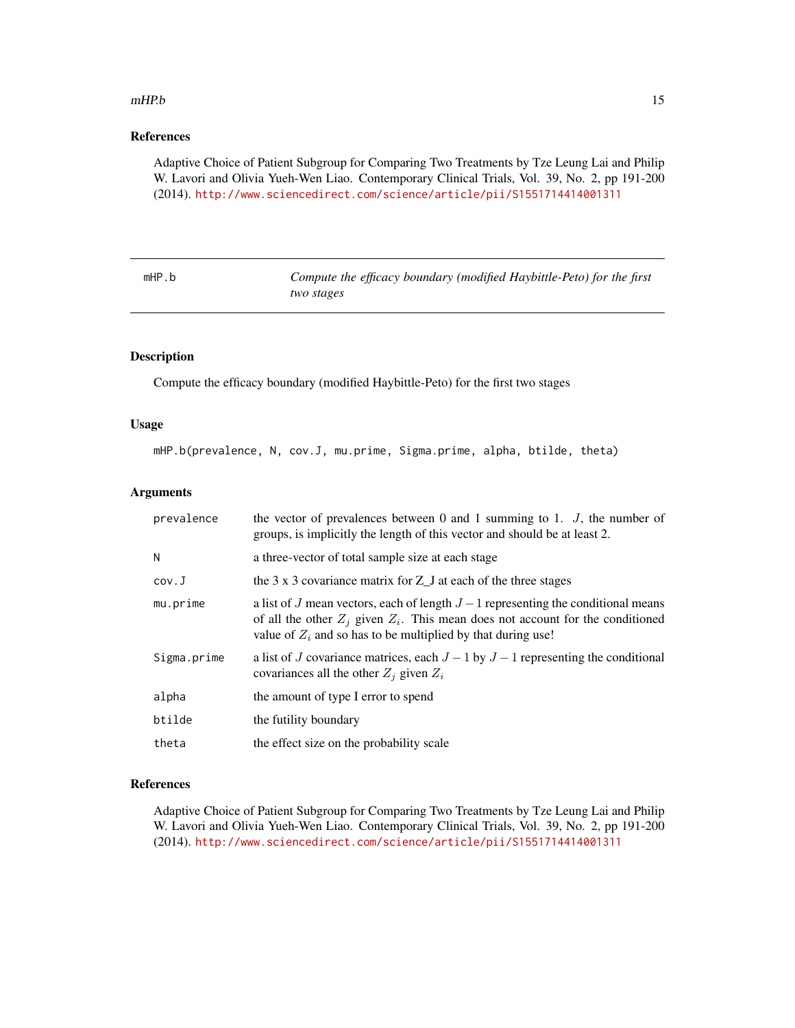## References

Adaptive Choice of Patient Subgroup for Comparing Two Treatments by Tze Leung Lai and Philip W. Lavori and Olivia Yueh-Wen Liao. Contemporary Clinical Trials, Vol. 39, No. 2, pp 191-200 (2014). http://www.sciencedirect.com/science/article/pii/S1551714414001311

---

# mHP.b — *Compute the efficacy boundary (modified Haybittle-Peto) for the first two stages*

## Description

Compute the efficacy boundary (modified Haybittle-Peto) for the first two stages

## Usage

```
mHP.b(prevalence, N, cov.J, mu.prime, Sigma.prime, alpha, btilde, theta)
```

## Arguments

| | |
|---|---|
| `prevalence` | the vector of prevalences between 0 and 1 summing to 1. $J$, the number of groups, is implicitly the length of this vector and should be at least 2. |
| `N` | a three-vector of total sample size at each stage |
| `cov.J` | the 3 x 3 covariance matrix for Z_J at each of the three stages |
| `mu.prime` | a list of $J$ mean vectors, each of length $J-1$ representing the conditional means of all the other $Z_j$ given $Z_i$. This mean does not account for the conditioned value of $Z_i$ and so has to be multiplied by that during use! |
| `Sigma.prime` | a list of $J$ covariance matrices, each $J-1$ by $J-1$ representing the conditional covariances all the other $Z_j$ given $Z_i$ |
| `alpha` | the amount of type I error to spend |
| `btilde` | the futility boundary |
| `theta` | the effect size on the probability scale |

## References

Adaptive Choice of Patient Subgroup for Comparing Two Treatments by Tze Leung Lai and Philip W. Lavori and Olivia Yueh-Wen Liao. Contemporary Clinical Trials, Vol. 39, No. 2, pp 191-200 (2014). http://www.sciencedirect.com/science/article/pii/S1551714414001311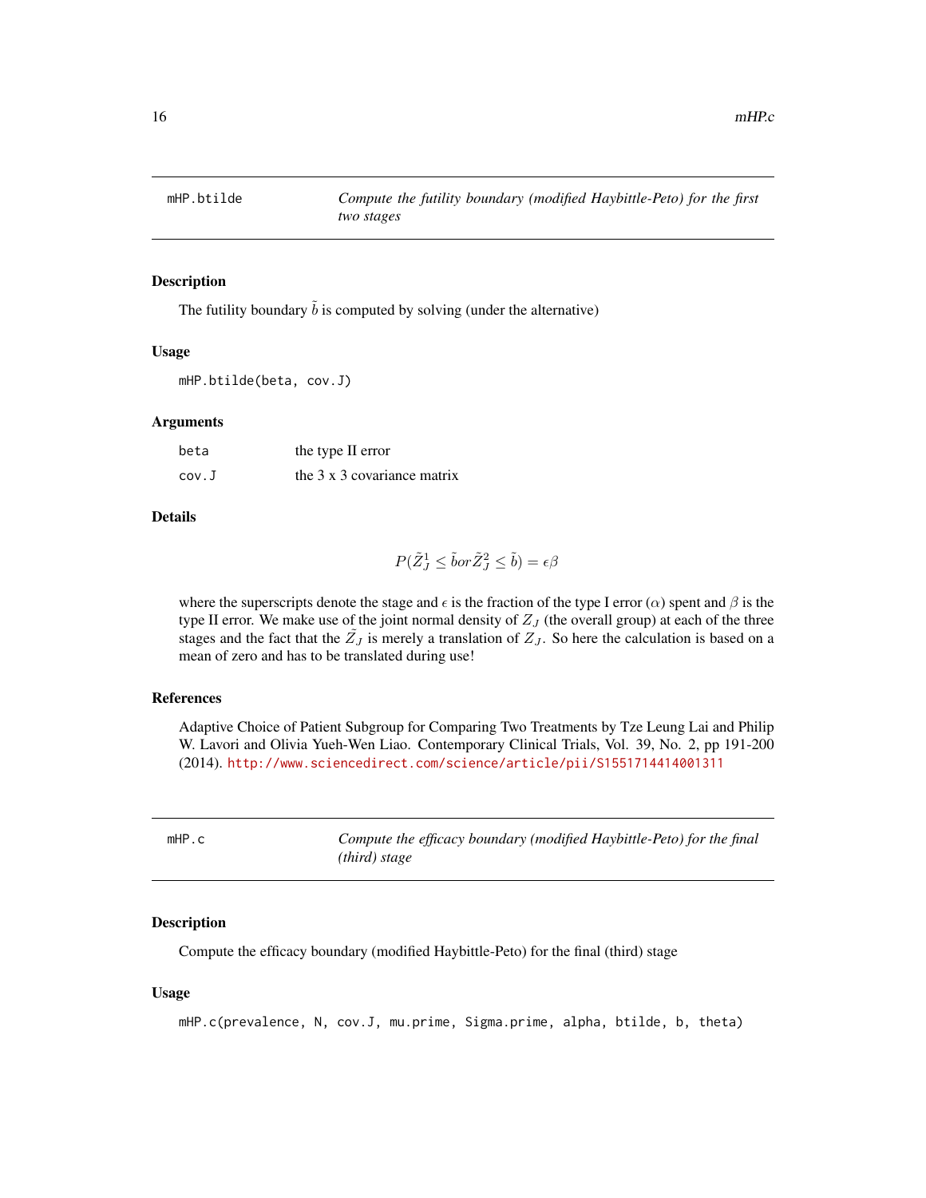## mHP.btilde — *Compute the futility boundary (modified Haybittle-Peto) for the first two stages*

### Description

The futility boundary $\tilde{b}$ is computed by solving (under the alternative)

### Usage

```
mHP.btilde(beta, cov.J)
```

### Arguments

| | |
|---|---|
| beta | the type II error |
| cov.J | the 3 x 3 covariance matrix |

### Details

$$P(\tilde{Z}_J^1 \leq \tilde{b} or \tilde{Z}_J^2 \leq \tilde{b}) = \epsilon\beta$$

where the superscripts denote the stage and $\epsilon$ is the fraction of the type I error ($\alpha$) spent and $\beta$ is the type II error. We make use of the joint normal density of $Z_J$ (the overall group) at each of the three stages and the fact that the $\tilde{Z}_J$ is merely a translation of $Z_J$. So here the calculation is based on a mean of zero and has to be translated during use!

### References

Adaptive Choice of Patient Subgroup for Comparing Two Treatments by Tze Leung Lai and Philip W. Lavori and Olivia Yueh-Wen Liao. Contemporary Clinical Trials, Vol. 39, No. 2, pp 191-200 (2014). http://www.sciencedirect.com/science/article/pii/S1551714414001311

## mHP.c — *Compute the efficacy boundary (modified Haybittle-Peto) for the final (third) stage*

### Description

Compute the efficacy boundary (modified Haybittle-Peto) for the final (third) stage

### Usage

```
mHP.c(prevalence, N, cov.J, mu.prime, Sigma.prime, alpha, btilde, b, theta)
```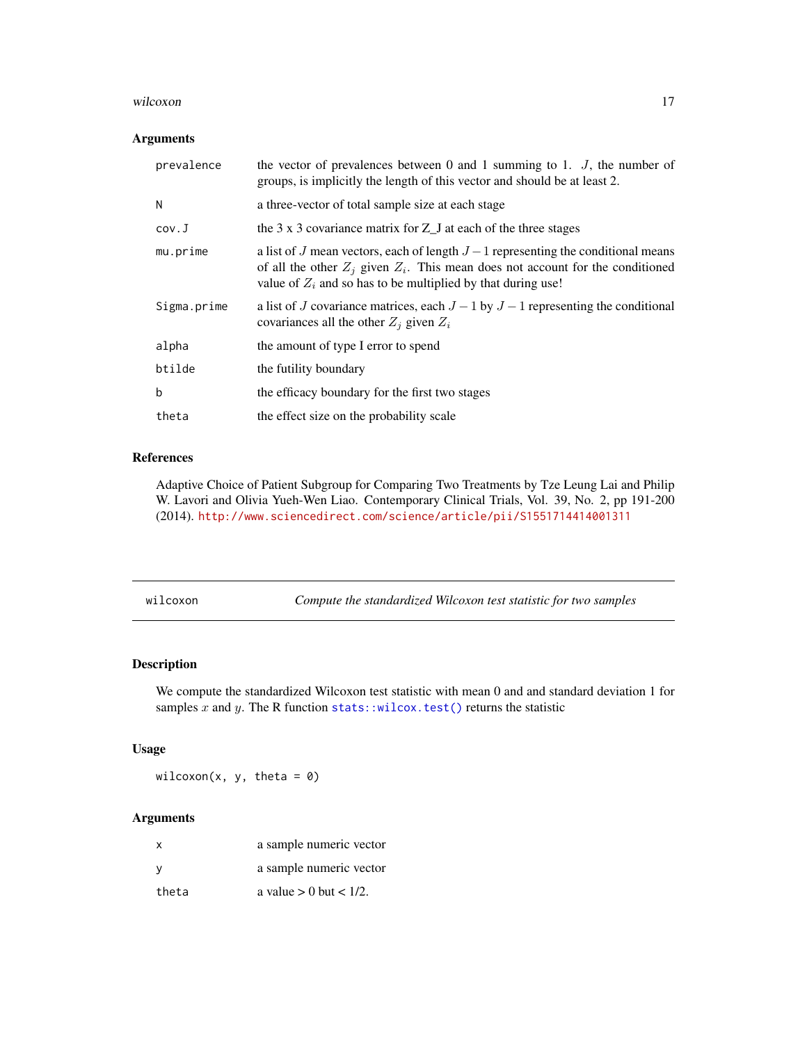### Arguments

| | |
|---|---|
| prevalence | the vector of prevalences between 0 and 1 summing to 1. $J$, the number of groups, is implicitly the length of this vector and should be at least 2. |
| N | a three-vector of total sample size at each stage |
| cov.J | the 3 x 3 covariance matrix for Z_J at each of the three stages |
| mu.prime | a list of $J$ mean vectors, each of length $J-1$ representing the conditional means of all the other $Z_j$ given $Z_i$. This mean does not account for the conditioned value of $Z_i$ and so has to be multiplied by that during use! |
| Sigma.prime | a list of $J$ covariance matrices, each $J-1$ by $J-1$ representing the conditional covariances all the other $Z_j$ given $Z_i$ |
| alpha | the amount of type I error to spend |
| btilde | the futility boundary |
| b | the efficacy boundary for the first two stages |
| theta | the effect size on the probability scale |

### References

Adaptive Choice of Patient Subgroup for Comparing Two Treatments by Tze Leung Lai and Philip W. Lavori and Olivia Yueh-Wen Liao. Contemporary Clinical Trials, Vol. 39, No. 2, pp 191-200 (2014). http://www.sciencedirect.com/science/article/pii/S1551714414001311

---

## wilcoxon — *Compute the standardized Wilcoxon test statistic for two samples*

### Description

We compute the standardized Wilcoxon test statistic with mean 0 and and standard deviation 1 for samples $x$ and $y$. The R function `stats::wilcox.test()` returns the statistic

### Usage

```
wilcoxon(x, y, theta = 0)
```

### Arguments

| | |
|---|---|
| x | a sample numeric vector |
| y | a sample numeric vector |
| theta | a value > 0 but < 1/2. |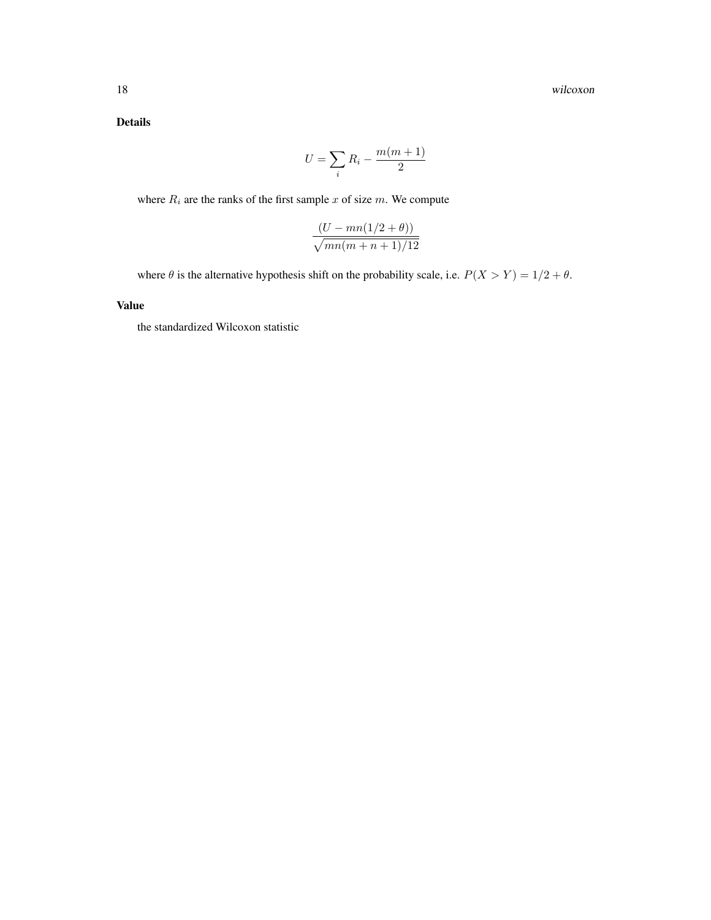### Details

$$U = \sum_i R_i - \frac{m(m+1)}{2}$$

where $R_i$ are the ranks of the first sample $x$ of size $m$. We compute

$$\frac{(U - mn(1/2 + \theta))}{\sqrt{mn(m+n+1)/12}}$$

where $\theta$ is the alternative hypothesis shift on the probability scale, i.e. $P(X > Y) = 1/2 + \theta$.

### Value

the standardized Wilcoxon statistic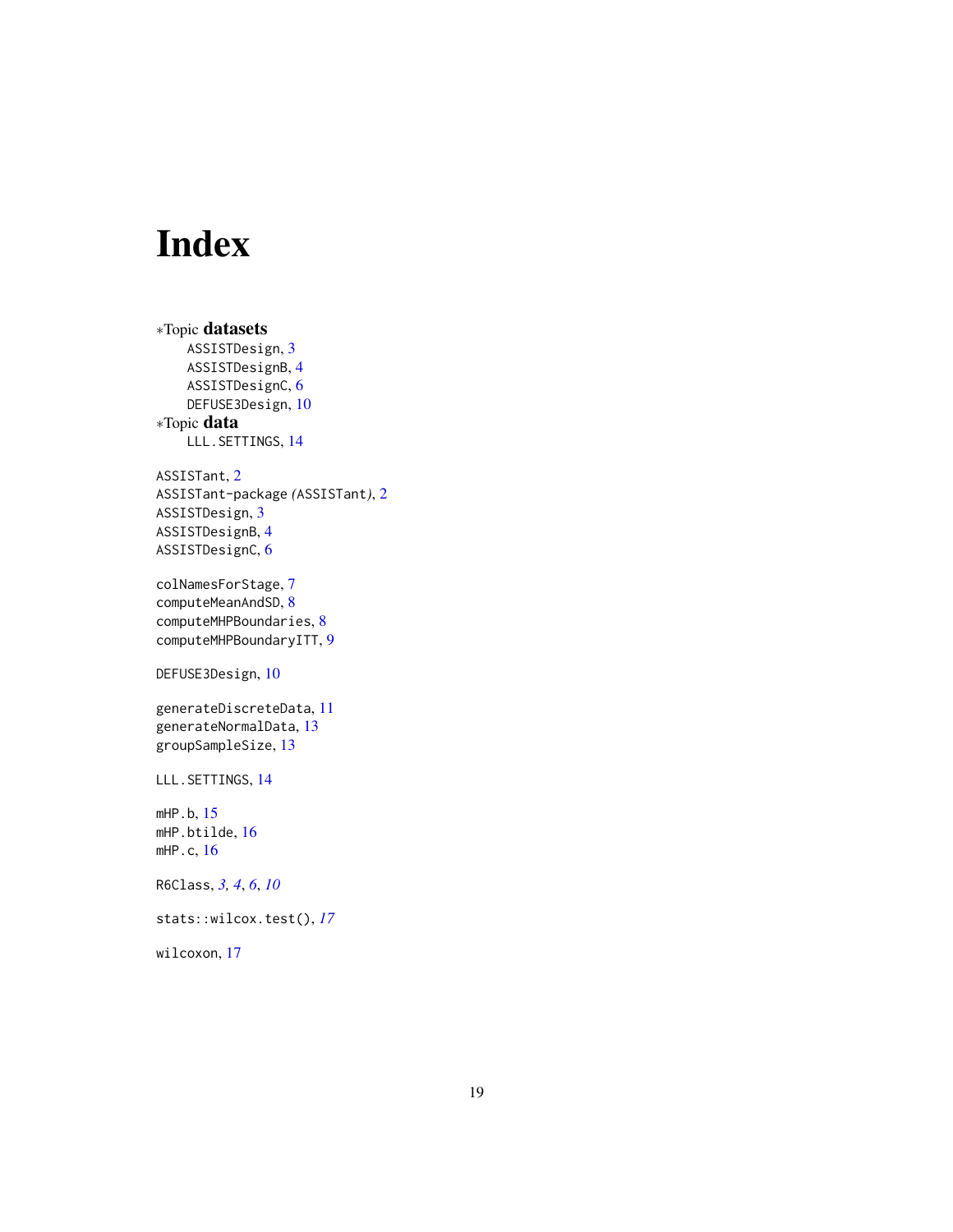# Index

∗Topic **datasets**

ASSISTDesign, 3
ASSISTDesignB, 4
ASSISTDesignC, 6
DEFUSE3Design, 10

∗Topic **data**

LLL.SETTINGS, 14

ASSISTant, 2
ASSISTant-package (ASSISTant), 2
ASSISTDesign, 3
ASSISTDesignB, 4
ASSISTDesignC, 6

colNamesForStage, 7
computeMeanAndSD, 8
computeMHPBoundaries, 8
computeMHPBoundaryITT, 9

DEFUSE3Design, 10

generateDiscreteData, 11
generateNormalData, 13
groupSampleSize, 13

LLL.SETTINGS, 14

mHP.b, 15
mHP.btilde, 16
mHP.c, 16

R6Class, *3, 4*, *6*, *10*

stats::wilcox.test(), *17*

wilcoxon, 17